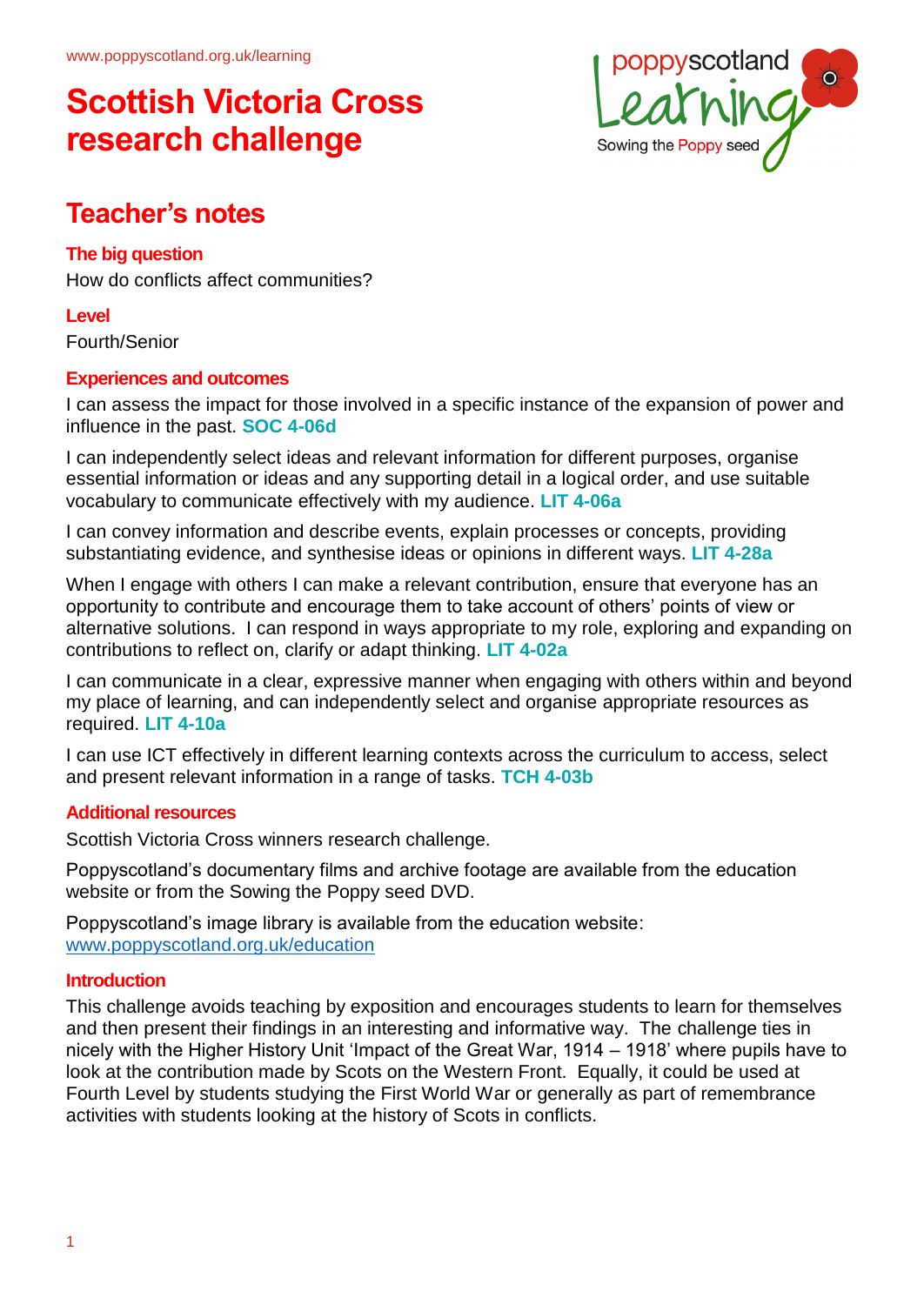www.poppyscotland.org.uk/learning

# Scottish Victoria Cross research challenge

## Teacher's notes

### The big question

How do conflicts affect communities?

### Level

Fourth/Senior

### Experiences and outcomes

I can assess the impact for those involved in a specific instance of the expansion of power and influence in the past. **SOC 4-06d**

I can independently select ideas and relevant information for different purposes, organise essential information or ideas and any supporting detail in a logical order, and use suitable vocabulary to communicate effectively with my audience. **LIT 4-06a**

I can convey information and describe events, explain processes or concepts, providing substantiating evidence, and synthesise ideas or opinions in different ways. **LIT 4-28a**

When I engage with others I can make a relevant contribution, ensure that everyone has an opportunity to contribute and encourage them to take account of others' points of view or alternative solutions. I can respond in ways appropriate to my role, exploring and expanding on contributions to reflect on, clarify or adapt thinking. **LIT 4-02a**

I can communicate in a clear, expressive manner when engaging with others within and beyond my place of learning, and can independently select and organise appropriate resources as required. **LIT 4-10a**

I can use ICT effectively in different learning contexts across the curriculum to access, select and present relevant information in a range of tasks. **TCH 4-03b**

### Additional resources

Scottish Victoria Cross winners research challenge.

Poppyscotland's documentary films and archive footage are available from the education website or from the Sowing the Poppy seed DVD.

Poppyscotland's image library is available from the education website: www.poppyscotland.org.uk/education

### Introduction

This challenge avoids teaching by exposition and encourages students to learn for themselves and then present their findings in an interesting and informative way. The challenge ties in nicely with the Higher History Unit 'Impact of the Great War, 1914 – 1918' where pupils have to look at the contribution made by Scots on the Western Front. Equally, it could be used at Fourth Level by students studying the First World War or generally as part of remembrance activities with students looking at the history of Scots in conflicts.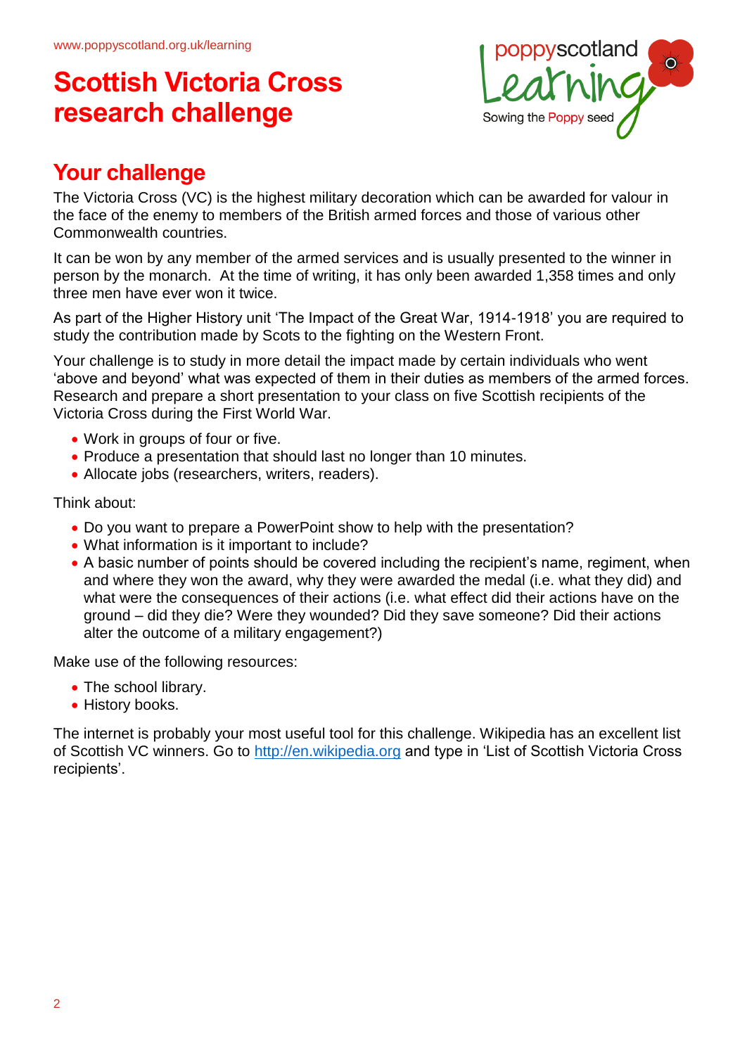# Scottish Victoria Cross research challenge

## Your challenge

The Victoria Cross (VC) is the highest military decoration which can be awarded for valour in the face of the enemy to members of the British armed forces and those of various other Commonwealth countries.

It can be won by any member of the armed services and is usually presented to the winner in person by the monarch. At the time of writing, it has only been awarded 1,358 times and only three men have ever won it twice.

As part of the Higher History unit 'The Impact of the Great War, 1914-1918' you are required to study the contribution made by Scots to the fighting on the Western Front.

Your challenge is to study in more detail the impact made by certain individuals who went 'above and beyond' what was expected of them in their duties as members of the armed forces. Research and prepare a short presentation to your class on five Scottish recipients of the Victoria Cross during the First World War.

- Work in groups of four or five.
- Produce a presentation that should last no longer than 10 minutes.
- Allocate jobs (researchers, writers, readers).

Think about:

- Do you want to prepare a PowerPoint show to help with the presentation?
- What information is it important to include?
- A basic number of points should be covered including the recipient's name, regiment, when and where they won the award, why they were awarded the medal (i.e. what they did) and what were the consequences of their actions (i.e. what effect did their actions have on the ground – did they die? Were they wounded? Did they save someone? Did their actions alter the outcome of a military engagement?)

Make use of the following resources:

- The school library.
- History books.

The internet is probably your most useful tool for this challenge. Wikipedia has an excellent list of Scottish VC winners. Go to http://en.wikipedia.org and type in 'List of Scottish Victoria Cross recipients'.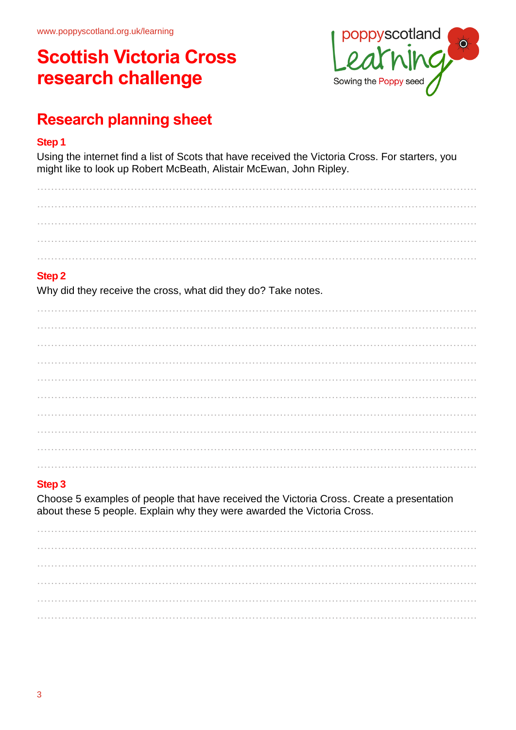www.poppyscotland.org.uk/learning

# Scottish Victoria Cross research challenge

## Research planning sheet

### Step 1

Using the internet find a list of Scots that have received the Victoria Cross. For starters, you might like to look up Robert McBeath, Alistair McEwan, John Ripley.

### Step 2

Why did they receive the cross, what did they do? Take notes.

### Step 3

Choose 5 examples of people that have received the Victoria Cross. Create a presentation about these 5 people. Explain why they were awarded the Victoria Cross.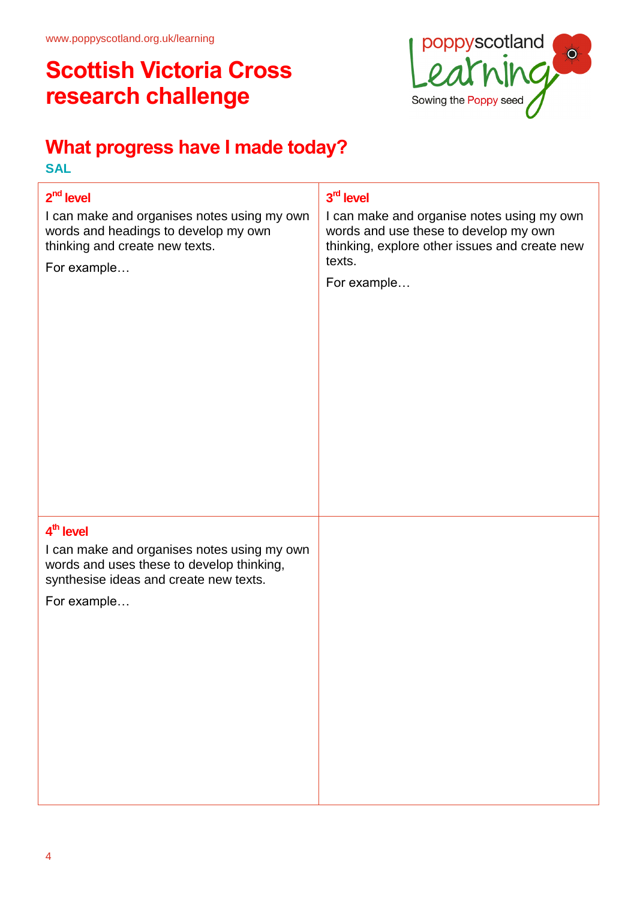www.poppyscotland.org.uk/learning

# Scottish Victoria Cross research challenge

poppyscotland Learning
Sowing the Poppy seed

## What progress have I made today?

**SAL**

| 2nd level | 3rd level |
| --- | --- |
| I can make and organises notes using my own words and headings to develop my own thinking and create new texts.<br><br>For example… | I can make and organise notes using my own words and use these to develop my own thinking, explore other issues and create new texts.<br><br>For example… |
| **4th level**<br><br>I can make and organises notes using my own words and uses these to develop thinking, synthesise ideas and create new texts.<br><br>For example… | |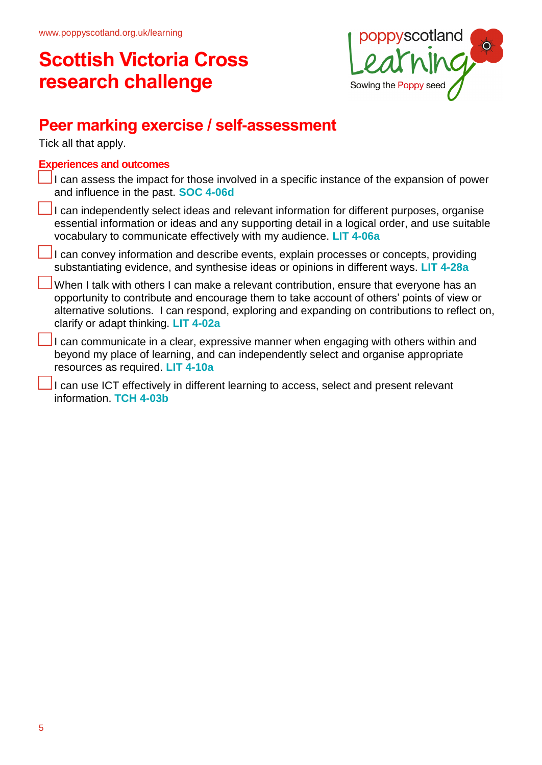www.poppyscotland.org.uk/learning

# Scottish Victoria Cross research challenge

poppyscotland Learning
Sowing the Poppy seed

## Peer marking exercise / self-assessment

Tick all that apply.

### Experiences and outcomes

- ☐ I can assess the impact for those involved in a specific instance of the expansion of power and influence in the past. **SOC 4-06d**
- ☐ I can independently select ideas and relevant information for different purposes, organise essential information or ideas and any supporting detail in a logical order, and use suitable vocabulary to communicate effectively with my audience. **LIT 4-06a**
- ☐ I can convey information and describe events, explain processes or concepts, providing substantiating evidence, and synthesise ideas or opinions in different ways. **LIT 4-28a**
- ☐ When I talk with others I can make a relevant contribution, ensure that everyone has an opportunity to contribute and encourage them to take account of others' points of view or alternative solutions. I can respond, exploring and expanding on contributions to reflect on, clarify or adapt thinking. **LIT 4-02a**
- ☐ I can communicate in a clear, expressive manner when engaging with others within and beyond my place of learning, and can independently select and organise appropriate resources as required. **LIT 4-10a**
- ☐ I can use ICT effectively in different learning to access, select and present relevant information. **TCH 4-03b**